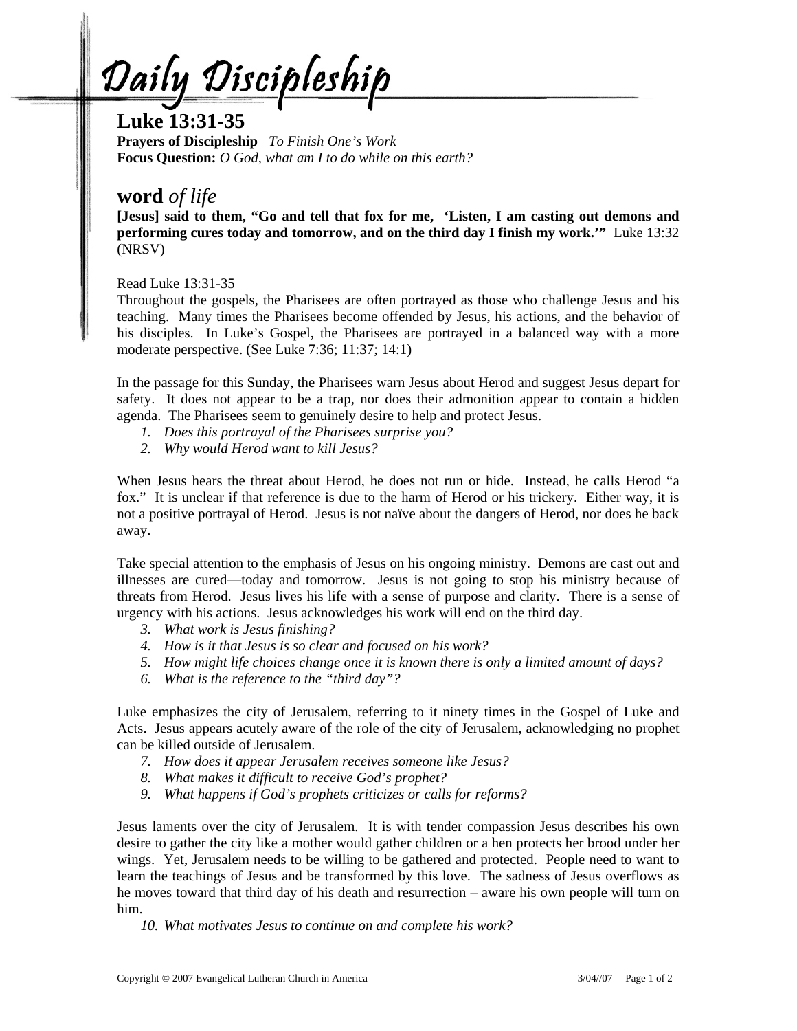# Daily Discipleship

## Luke 13:31-35

**Prayers of Discipleship** *To Finish One's Work*
**Focus Question:** *O God, what am I to do while on this earth?*

## **word** *of life*

**[Jesus] said to them, "Go and tell that fox for me, 'Listen, I am casting out demons and performing cures today and tomorrow, and on the third day I finish my work.'"** Luke 13:32 (NRSV)

Read Luke 13:31-35

Throughout the gospels, the Pharisees are often portrayed as those who challenge Jesus and his teaching. Many times the Pharisees become offended by Jesus, his actions, and the behavior of his disciples. In Luke's Gospel, the Pharisees are portrayed in a balanced way with a more moderate perspective. (See Luke 7:36; 11:37; 14:1)

In the passage for this Sunday, the Pharisees warn Jesus about Herod and suggest Jesus depart for safety. It does not appear to be a trap, nor does their admonition appear to contain a hidden agenda. The Pharisees seem to genuinely desire to help and protect Jesus.

1. *Does this portrayal of the Pharisees surprise you?*
2. *Why would Herod want to kill Jesus?*

When Jesus hears the threat about Herod, he does not run or hide. Instead, he calls Herod "a fox." It is unclear if that reference is due to the harm of Herod or his trickery. Either way, it is not a positive portrayal of Herod. Jesus is not naïve about the dangers of Herod, nor does he back away.

Take special attention to the emphasis of Jesus on his ongoing ministry. Demons are cast out and illnesses are cured—today and tomorrow. Jesus is not going to stop his ministry because of threats from Herod. Jesus lives his life with a sense of purpose and clarity. There is a sense of urgency with his actions. Jesus acknowledges his work will end on the third day.

3. *What work is Jesus finishing?*
4. *How is it that Jesus is so clear and focused on his work?*
5. *How might life choices change once it is known there is only a limited amount of days?*
6. *What is the reference to the "third day"?*

Luke emphasizes the city of Jerusalem, referring to it ninety times in the Gospel of Luke and Acts. Jesus appears acutely aware of the role of the city of Jerusalem, acknowledging no prophet can be killed outside of Jerusalem.

7. *How does it appear Jerusalem receives someone like Jesus?*
8. *What makes it difficult to receive God's prophet?*
9. *What happens if God's prophets criticizes or calls for reforms?*

Jesus laments over the city of Jerusalem. It is with tender compassion Jesus describes his own desire to gather the city like a mother would gather children or a hen protects her brood under her wings. Yet, Jerusalem needs to be willing to be gathered and protected. People need to want to learn the teachings of Jesus and be transformed by this love. The sadness of Jesus overflows as he moves toward that third day of his death and resurrection – aware his own people will turn on him.

10. *What motivates Jesus to continue on and complete his work?*

Copyright © 2007 Evangelical Lutheran Church in America 3/04//07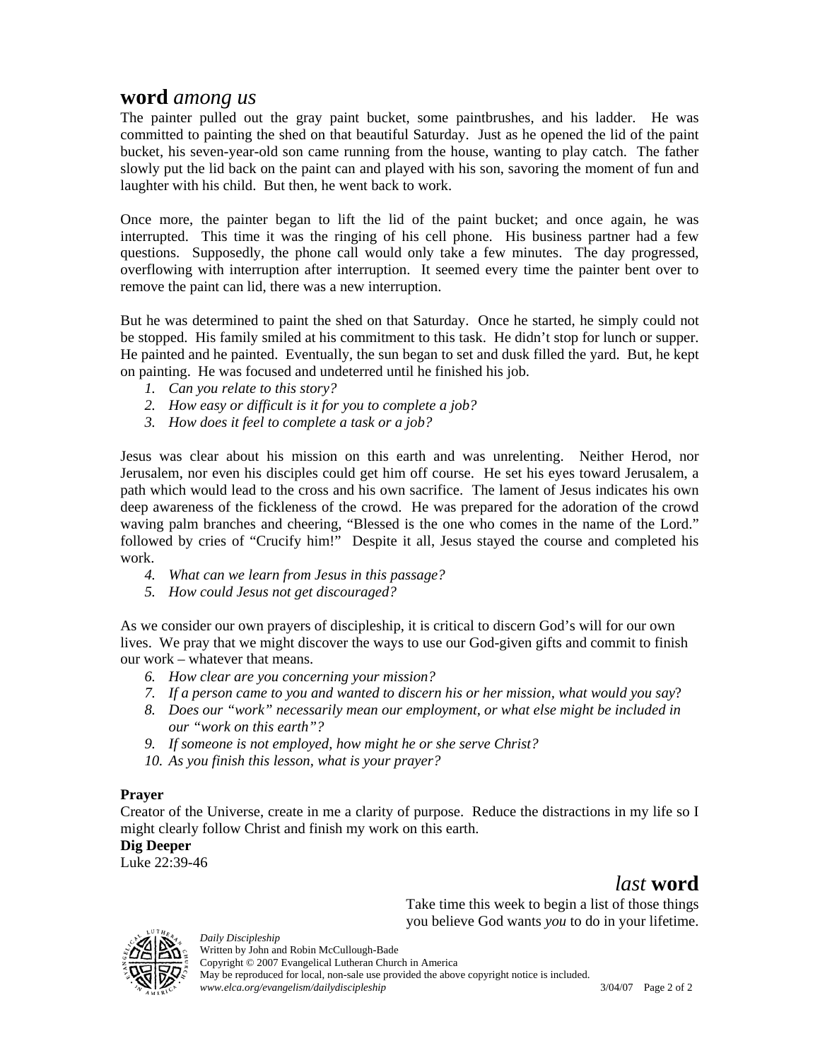## **word** *among us*

The painter pulled out the gray paint bucket, some paintbrushes, and his ladder. He was committed to painting the shed on that beautiful Saturday. Just as he opened the lid of the paint bucket, his seven-year-old son came running from the house, wanting to play catch. The father slowly put the lid back on the paint can and played with his son, savoring the moment of fun and laughter with his child. But then, he went back to work.

Once more, the painter began to lift the lid of the paint bucket; and once again, he was interrupted. This time it was the ringing of his cell phone. His business partner had a few questions. Supposedly, the phone call would only take a few minutes. The day progressed, overflowing with interruption after interruption. It seemed every time the painter bent over to remove the paint can lid, there was a new interruption.

But he was determined to paint the shed on that Saturday. Once he started, he simply could not be stopped. His family smiled at his commitment to this task. He didn't stop for lunch or supper. He painted and he painted. Eventually, the sun began to set and dusk filled the yard. But, he kept on painting. He was focused and undeterred until he finished his job.

1. *Can you relate to this story?*
2. *How easy or difficult is it for you to complete a job?*
3. *How does it feel to complete a task or a job?*

Jesus was clear about his mission on this earth and was unrelenting. Neither Herod, nor Jerusalem, nor even his disciples could get him off course. He set his eyes toward Jerusalem, a path which would lead to the cross and his own sacrifice. The lament of Jesus indicates his own deep awareness of the fickleness of the crowd. He was prepared for the adoration of the crowd waving palm branches and cheering, "Blessed is the one who comes in the name of the Lord." followed by cries of "Crucify him!" Despite it all, Jesus stayed the course and completed his work.

4. *What can we learn from Jesus in this passage?*
5. *How could Jesus not get discouraged?*

As we consider our own prayers of discipleship, it is critical to discern God's will for our own lives. We pray that we might discover the ways to use our God-given gifts and commit to finish our work – whatever that means.

6. *How clear are you concerning your mission?*
7. *If a person came to you and wanted to discern his or her mission, what would you say*?
8. *Does our "work" necessarily mean our employment, or what else might be included in our "work on this earth"?*
9. *If someone is not employed, how might he or she serve Christ?*
10. *As you finish this lesson, what is your prayer?*

**Prayer**

Creator of the Universe, create in me a clarity of purpose. Reduce the distractions in my life so I might clearly follow Christ and finish my work on this earth.

**Dig Deeper**

Luke 22:39-46

## *last* **word**

Take time this week to begin a list of those things you believe God wants *you* to do in your lifetime.

*Daily Discipleship*
Written by John and Robin McCullough-Bade
Copyright © 2007 Evangelical Lutheran Church in America
May be reproduced for local, non-sale use provided the above copyright notice is included.
*www.elca.org/evangelism/dailydiscipleship*

3/04/07